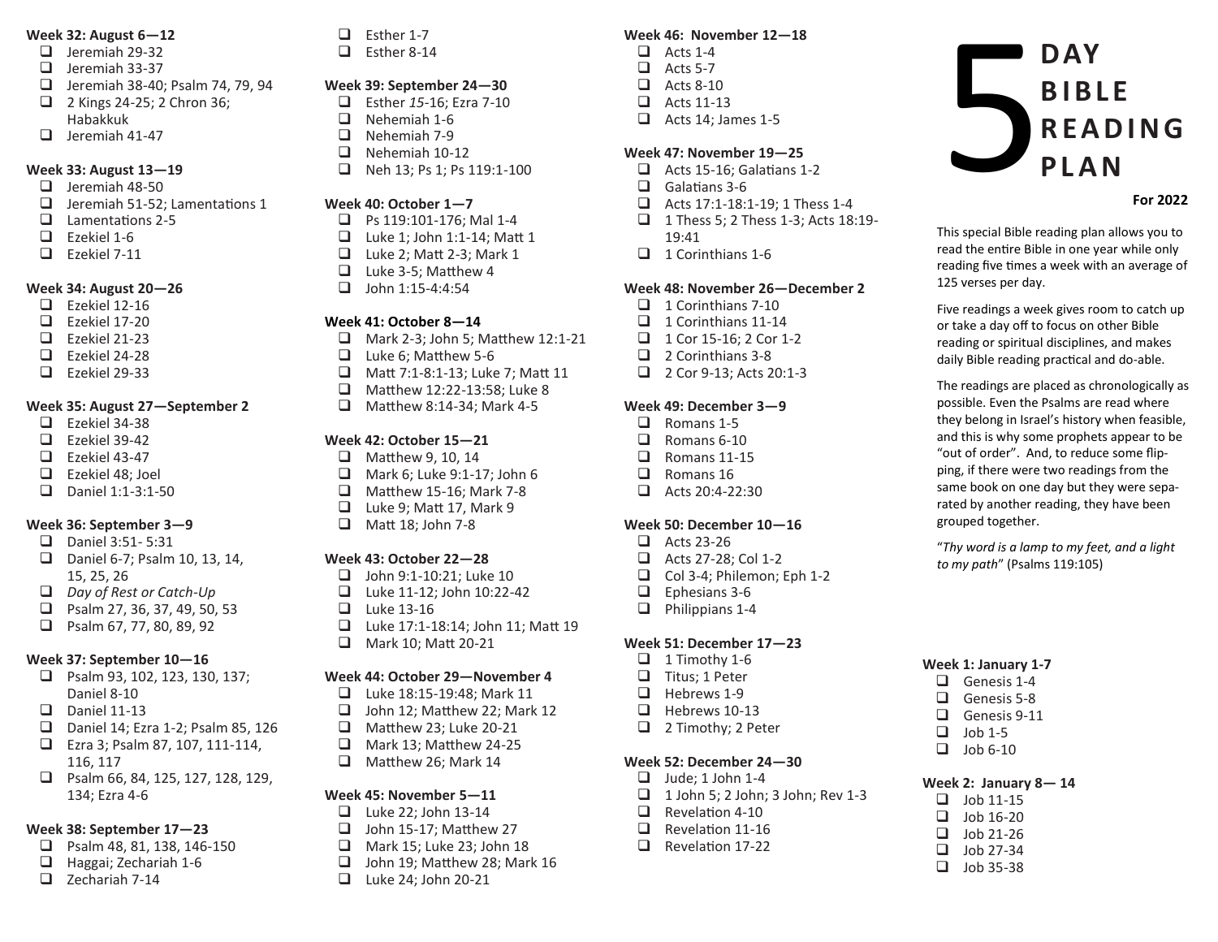### Week 32: August 6—12

- ❑ Jeremiah 29-32
- ❑ Jeremiah 33-37
- ❑ Jeremiah 38-40; Psalm 74, 79, 94
- ❑ 2 Kings 24-25; 2 Chron 36; Habakkuk
- ❑ Jeremiah 41-47

### Week 33: August 13—19

- ❑ Jeremiah 48-50
- ❑ Jeremiah 51-52; Lamentations 1
- ❑ Lamentations 2-5
- ❑ Ezekiel 1-6
- ❑ Ezekiel 7-11

### Week 34: August 20—26

- ❑ Ezekiel 12-16
- ❑ Ezekiel 17-20
- ❑ Ezekiel 21-23
- ❑ Ezekiel 24-28
- ❑ Ezekiel 29-33

### Week 35: August 27—September 2

- ❑ Ezekiel 34-38
- ❑ Ezekiel 39-42
- ❑ Ezekiel 43-47
- ❑ Ezekiel 48; Joel
- ❑ Daniel 1:1-3:1-50

### Week 36: September 3—9

- ❑ Daniel 3:51- 5:31
- ❑ Daniel 6-7; Psalm 10, 13, 14, 15, 25, 26
- ❑ *Day of Rest or Catch-Up*
- ❑ Psalm 27, 36, 37, 49, 50, 53
- ❑ Psalm 67, 77, 80, 89, 92

### Week 37: September 10—16

- ❑ Psalm 93, 102, 123, 130, 137; Daniel 8-10
- ❑ Daniel 11-13
- ❑ Daniel 14; Ezra 1-2; Psalm 85, 126
- ❑ Ezra 3; Psalm 87, 107, 111-114, 116, 117
- ❑ Psalm 66, 84, 125, 127, 128, 129, 134; Ezra 4-6

### Week 38: September 17—23

- ❑ Psalm 48, 81, 138, 146-150
- ❑ Haggai; Zechariah 1-6
- ❑ Zechariah 7-14
- ❑ Esther 1-7
- ❑ Esther 8-14

### Week 39: September 24—30

- ❑ Esther *15*-16; Ezra 7-10
- ❑ Nehemiah 1-6
- ❑ Nehemiah 7-9
- ❑ Nehemiah 10-12
- ❑ Neh 13; Ps 1; Ps 119:1-100

### Week 40: October 1—7

- ❑ Ps 119:101-176; Mal 1-4
- ❑ Luke 1; John 1:1-14; Matt 1
- ❑ Luke 2; Matt 2-3; Mark 1
- ❑ Luke 3-5; Matthew 4
- ❑ John 1:15-4:4:54

### Week 41: October 8—14

- ❑ Mark 2-3; John 5; Matthew 12:1-21
- ❑ Luke 6; Matthew 5-6
- ❑ Matt 7:1-8:1-13; Luke 7; Matt 11
- ❑ Matthew 12:22-13:58; Luke 8
- ❑ Matthew 8:14-34; Mark 4-5

### Week 42: October 15—21

- ❑ Matthew 9, 10, 14
- ❑ Mark 6; Luke 9:1-17; John 6
- ❑ Matthew 15-16; Mark 7-8
- ❑ Luke 9; Matt 17, Mark 9
- ❑ Matt 18; John 7-8

### Week 43: October 22—28

- ❑ John 9:1-10:21; Luke 10
- ❑ Luke 11-12; John 10:22-42
- ❑ Luke 13-16
- ❑ Luke 17:1-18:14; John 11; Matt 19
- ❑ Mark 10; Matt 20-21

### Week 44: October 29—November 4

- ❑ Luke 18:15-19:48; Mark 11
- ❑ John 12; Matthew 22; Mark 12
- ❑ Matthew 23; Luke 20-21
- ❑ Mark 13; Matthew 24-25
- ❑ Matthew 26; Mark 14

### Week 45: November 5—11

- ❑ Luke 22; John 13-14
- ❑ John 15-17; Matthew 27
- ❑ Mark 15; Luke 23; John 18
- ❑ John 19; Matthew 28; Mark 16
- ❑ Luke 24; John 20-21

### Week 46: November 12—18

- ❑ Acts 1-4
- ❑ Acts 5-7
- ❑ Acts 8-10
- ❑ Acts 11-13
- ❑ Acts 14; James 1-5

### Week 47: November 19—25

- ❑ Acts 15-16; Galatians 1-2
- ❑ Galatians 3-6
- ❑ Acts 17:1-18:1-19; 1 Thess 1-4
- ❑ 1 Thess 5; 2 Thess 1-3; Acts 18:19-19:41
- ❑ 1 Corinthians 1-6

### Week 48: November 26—December 2

- ❑ 1 Corinthians 7-10
- ❑ 1 Corinthians 11-14
- ❑ 1 Cor 15-16; 2 Cor 1-2
- ❑ 2 Corinthians 3-8
- ❑ 2 Cor 9-13; Acts 20:1-3

### Week 49: December 3—9

- ❑ Romans 1-5
- ❑ Romans 6-10
- ❑ Romans 11-15
- ❑ Romans 16
- ❑ Acts 20:4-22:30

### Week 50: December 10—16

- ❑ Acts 23-26
- ❑ Acts 27-28; Col 1-2
- ❑ Col 3-4; Philemon; Eph 1-2
- ❑ Ephesians 3-6
- ❑ Philippians 1-4

### Week 51: December 17—23

- ❑ 1 Timothy 1-6
- ❑ Titus; 1 Peter
- ❑ Hebrews 1-9
- ❑ Hebrews 10-13
- ❑ 2 Timothy; 2 Peter

### Week 52: December 24—30

- ❑ Jude; 1 John 1-4
- ❑ 1 John 5; 2 John; 3 John; Rev 1-3
- ❑ Revelation 4-10
- ❑ Revelation 11-16
- ❑ Revelation 17-22

# 5 DAY BIBLE READING PLAN

**For 2022**

This special Bible reading plan allows you to read the entire Bible in one year while only reading five times a week with an average of 125 verses per day.

Five readings a week gives room to catch up or take a day off to focus on other Bible reading or spiritual disciplines, and makes daily Bible reading practical and do-able.

The readings are placed as chronologically as possible. Even the Psalms are read where they belong in Israel's history when feasible, and this is why some prophets appear to be "out of order". And, to reduce some flipping, if there were two readings from the same book on one day but they were separated by another reading, they have been grouped together.

"*Thy word is a lamp to my feet, and a light to my path*" (Psalms 119:105)

### Week 1: January 1-7

- ❑ Genesis 1-4
- ❑ Genesis 5-8
- ❑ Genesis 9-11
- ❑ Job 1-5
- ❑ Job 6-10

### Week 2: January 8— 14

- ❑ Job 11-15
- ❑ Job 16-20
- ❑ Job 21-26
- ❑ Job 27-34
- ❑ Job 35-38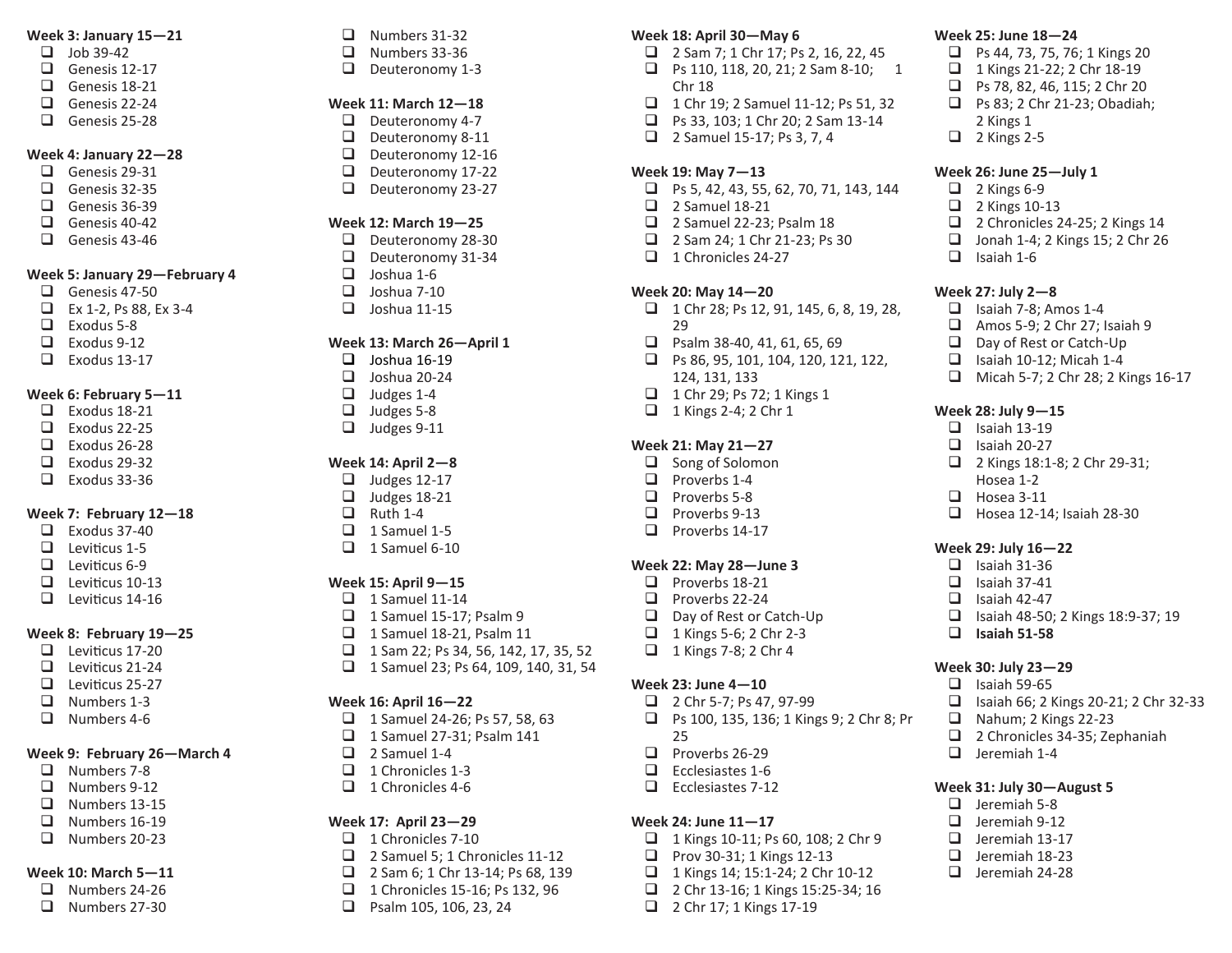**Week 3: January 15—21**

- ❑ Job 39-42
- ❑ Genesis 12-17
- ❑ Genesis 18-21
- ❑ Genesis 22-24
- ❑ Genesis 25-28

**Week 4: January 22—28**

- ❑ Genesis 29-31
- ❑ Genesis 32-35
- ❑ Genesis 36-39
- ❑ Genesis 40-42
- ❑ Genesis 43-46

**Week 5: January 29—February 4**

- ❑ Genesis 47-50
- ❑ Ex 1-2, Ps 88, Ex 3-4
- ❑ Exodus 5-8
- ❑ Exodus 9-12
- ❑ Exodus 13-17

**Week 6: February 5—11**

- ❑ Exodus 18-21
- ❑ Exodus 22-25
- ❑ Exodus 26-28
- ❑ Exodus 29-32
- ❑ Exodus 33-36

**Week 7: February 12—18**

- ❑ Exodus 37-40
- ❑ Leviticus 1-5
- ❑ Leviticus 6-9
- ❑ Leviticus 10-13
- ❑ Leviticus 14-16

**Week 8: February 19—25**

- ❑ Leviticus 17-20
- ❑ Leviticus 21-24
- ❑ Leviticus 25-27
- ❑ Numbers 1-3
- ❑ Numbers 4-6

**Week 9: February 26—March 4**

- ❑ Numbers 7-8
- ❑ Numbers 9-12
- ❑ Numbers 13-15
- ❑ Numbers 16-19
- ❑ Numbers 20-23

**Week 10: March 5—11**

- ❑ Numbers 24-26
- ❑ Numbers 27-30
- ❑ Numbers 31-32
- ❑ Numbers 33-36
- ❑ Deuteronomy 1-3

**Week 11: March 12—18**

- ❑ Deuteronomy 4-7
- ❑ Deuteronomy 8-11
- ❑ Deuteronomy 12-16
- ❑ Deuteronomy 17-22
- ❑ Deuteronomy 23-27

**Week 12: March 19—25**

- ❑ Deuteronomy 28-30
- ❑ Deuteronomy 31-34
- ❑ Joshua 1-6
- ❑ Joshua 7-10
- ❑ Joshua 11-15

**Week 13: March 26—April 1**

- ❑ Joshua 16-19
- ❑ Joshua 20-24
- ❑ Judges 1-4
- ❑ Judges 5-8
- ❑ Judges 9-11

**Week 14: April 2—8**

- ❑ Judges 12-17
- ❑ Judges 18-21
- ❑ Ruth 1-4
- ❑ 1 Samuel 1-5
- ❑ 1 Samuel 6-10

**Week 15: April 9—15**

- ❑ 1 Samuel 11-14
- ❑ 1 Samuel 15-17; Psalm 9
- ❑ 1 Samuel 18-21, Psalm 11
- ❑ 1 Sam 22; Ps 34, 56, 142, 17, 35, 52
- ❑ 1 Samuel 23; Ps 64, 109, 140, 31, 54

**Week 16: April 16—22**

- ❑ 1 Samuel 24-26; Ps 57, 58, 63
- ❑ 1 Samuel 27-31; Psalm 141
- ❑ 2 Samuel 1-4
- ❑ 1 Chronicles 1-3
- ❑ 1 Chronicles 4-6

**Week 17: April 23—29**

- ❑ 1 Chronicles 7-10
- ❑ 2 Samuel 5; 1 Chronicles 11-12
- ❑ 2 Sam 6; 1 Chr 13-14; Ps 68, 139
- ❑ 1 Chronicles 15-16; Ps 132, 96
- ❑ Psalm 105, 106, 23, 24

**Week 18: April 30—May 6**

- ❑ 2 Sam 7; 1 Chr 17; Ps 2, 16, 22, 45
- ❑ Ps 110, 118, 20, 21; 2 Sam 8-10; 1 Chr 18
- ❑ 1 Chr 19; 2 Samuel 11-12; Ps 51, 32
- ❑ Ps 33, 103; 1 Chr 20; 2 Sam 13-14
- ❑ 2 Samuel 15-17; Ps 3, 7, 4

**Week 19: May 7—13**

- ❑ Ps 5, 42, 43, 55, 62, 70, 71, 143, 144
- ❑ 2 Samuel 18-21
- ❑ 2 Samuel 22-23; Psalm 18
- ❑ 2 Sam 24; 1 Chr 21-23; Ps 30
- ❑ 1 Chronicles 24-27

**Week 20: May 14—20**

- ❑ 1 Chr 28; Ps 12, 91, 145, 6, 8, 19, 28, 29
- ❑ Psalm 38-40, 41, 61, 65, 69
- ❑ Ps 86, 95, 101, 104, 120, 121, 122, 124, 131, 133
- ❑ 1 Chr 29; Ps 72; 1 Kings 1
- ❑ 1 Kings 2-4; 2 Chr 1

**Week 21: May 21—27**

- ❑ Song of Solomon
- ❑ Proverbs 1-4
- ❑ Proverbs 5-8
- ❑ Proverbs 9-13
- ❑ Proverbs 14-17

**Week 22: May 28—June 3**

- ❑ Proverbs 18-21
- ❑ Proverbs 22-24
- ❑ Day of Rest or Catch-Up
- ❑ 1 Kings 5-6; 2 Chr 2-3
- ❑ 1 Kings 7-8; 2 Chr 4

**Week 23: June 4—10**

- ❑ 2 Chr 5-7; Ps 47, 97-99
- ❑ Ps 100, 135, 136; 1 Kings 9; 2 Chr 8; Pr 25
- ❑ Proverbs 26-29
- ❑ Ecclesiastes 1-6
- ❑ Ecclesiastes 7-12

**Week 24: June 11—17**

- ❑ 1 Kings 10-11; Ps 60, 108; 2 Chr 9
- ❑ Prov 30-31; 1 Kings 12-13
- ❑ 1 Kings 14; 15:1-24; 2 Chr 10-12
- ❑ 2 Chr 13-16; 1 Kings 15:25-34; 16
- ❑ 2 Chr 17; 1 Kings 17-19

**Week 25: June 18—24**

- ❑ Ps 44, 73, 75, 76; 1 Kings 20
- ❑ 1 Kings 21-22; 2 Chr 18-19
- ❑ Ps 78, 82, 46, 115; 2 Chr 20
- ❑ Ps 83; 2 Chr 21-23; Obadiah; 2 Kings 1
- ❑ 2 Kings 2-5

**Week 26: June 25—July 1**

- ❑ 2 Kings 6-9
- ❑ 2 Kings 10-13
- ❑ 2 Chronicles 24-25; 2 Kings 14
- ❑ Jonah 1-4; 2 Kings 15; 2 Chr 26
- ❑ Isaiah 1-6

**Week 27: July 2—8**

- ❑ Isaiah 7-8; Amos 1-4
- ❑ Amos 5-9; 2 Chr 27; Isaiah 9
- ❑ Day of Rest or Catch-Up
- ❑ Isaiah 10-12; Micah 1-4
- ❑ Micah 5-7; 2 Chr 28; 2 Kings 16-17

**Week 28: July 9—15**

- ❑ Isaiah 13-19
- ❑ Isaiah 20-27
- ❑ 2 Kings 18:1-8; 2 Chr 29-31; Hosea 1-2
- ❑ Hosea 3-11
- ❑ Hosea 12-14; Isaiah 28-30

**Week 29: July 16—22**

- ❑ Isaiah 31-36
- ❑ Isaiah 37-41
- ❑ Isaiah 42-47
- ❑ Isaiah 48-50; 2 Kings 18:9-37; 19
- ❑ **Isaiah 51-58**

**Week 30: July 23—29**

- ❑ Isaiah 59-65
- ❑ Isaiah 66; 2 Kings 20-21; 2 Chr 32-33
- ❑ Nahum; 2 Kings 22-23
- ❑ 2 Chronicles 34-35; Zephaniah
- ❑ Jeremiah 1-4

**Week 31: July 30—August 5**

- ❑ Jeremiah 5-8
- ❑ Jeremiah 9-12
- ❑ Jeremiah 13-17
- ❑ Jeremiah 18-23
- ❑ Jeremiah 24-28